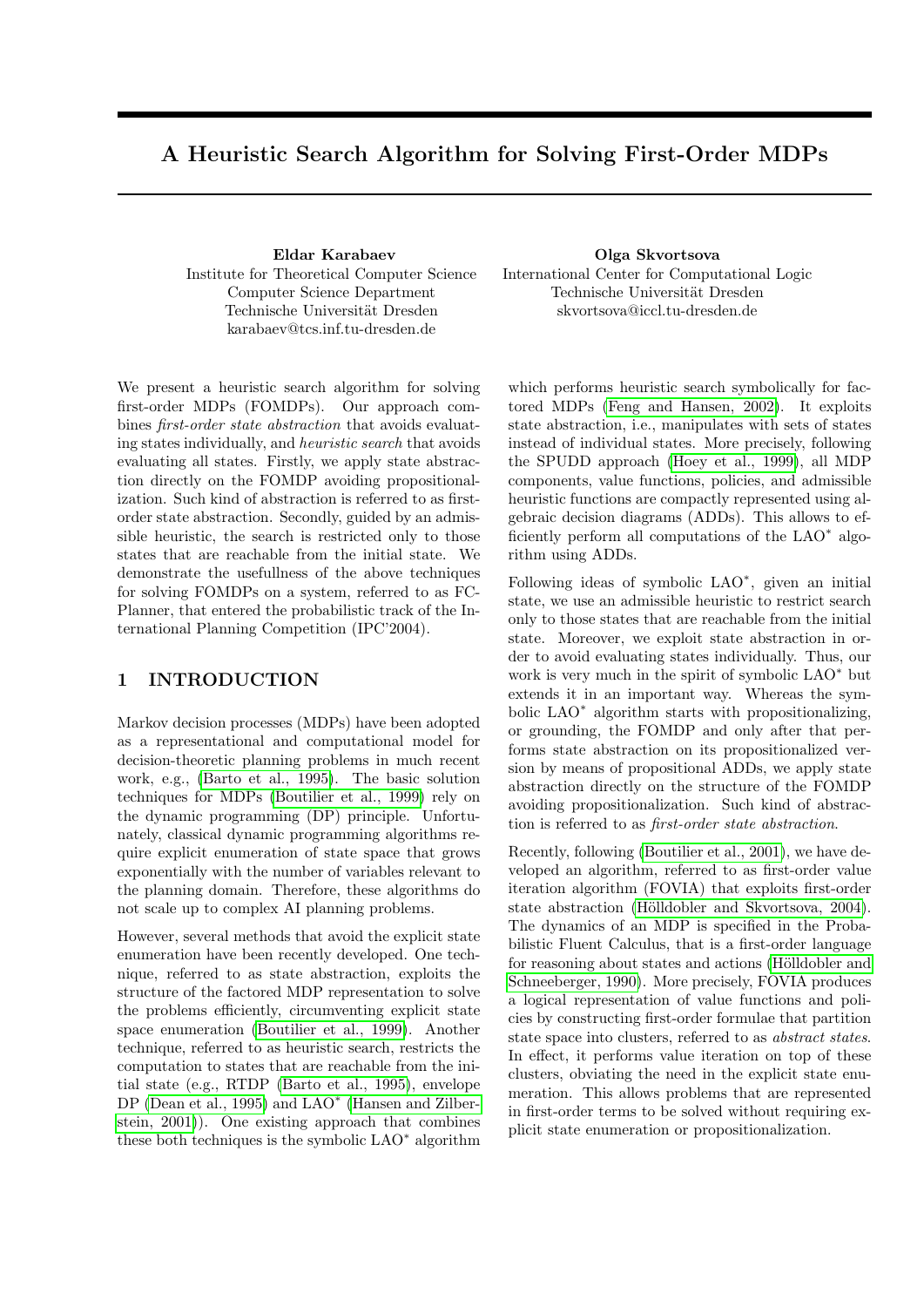# A Heuristic Search Algorithm for Solving First-Order MDPs

**Eldar Karabaev**
Institute for Theoretical Computer Science
Computer Science Department
Technische Universität Dresden
karabaev@tcs.inf.tu-dresden.de

**Olga Skvortsova**
International Center for Computational Logic
Technische Universität Dresden
skvortsova@iccl.tu-dresden.de

We present a heuristic search algorithm for solving first-order MDPs (FOMDPs). Our approach combines *first-order state abstraction* that avoids evaluating states individually, and *heuristic search* that avoids evaluating all states. Firstly, we apply state abstraction directly on the FOMDP avoiding propositionalization. Such kind of abstraction is referred to as first-order state abstraction. Secondly, guided by an admissible heuristic, the search is restricted only to those states that are reachable from the initial state. We demonstrate the usefullness of the above techniques for solving FOMDPs on a system, referred to as FC-Planner, that entered the probabilistic track of the International Planning Competition (IPC'2004).

## 1 INTRODUCTION

Markov decision processes (MDPs) have been adopted as a representational and computational model for decision-theoretic planning problems in much recent work, e.g., (Barto et al., 1995). The basic solution techniques for MDPs (Boutilier et al., 1999) rely on the dynamic programming (DP) principle. Unfortunately, classical dynamic programming algorithms require explicit enumeration of state space that grows exponentially with the number of variables relevant to the planning domain. Therefore, these algorithms do not scale up to complex AI planning problems.

However, several methods that avoid the explicit state enumeration have been recently developed. One technique, referred to as state abstraction, exploits the structure of the factored MDP representation to solve the problems efficiently, circumventing explicit state space enumeration (Boutilier et al., 1999). Another technique, referred to as heuristic search, restricts the computation to states that are reachable from the initial state (e.g., RTDP (Barto et al., 1995), envelope DP (Dean et al., 1995) and LAO$^*$ (Hansen and Zilberstein, 2001)). One existing approach that combines these both techniques is the symbolic LAO$^*$ algorithm which performs heuristic search symbolically for factored MDPs (Feng and Hansen, 2002). It exploits state abstraction, i.e., manipulates with sets of states instead of individual states. More precisely, following the SPUDD approach (Hoey et al., 1999), all MDP components, value functions, policies, and admissible heuristic functions are compactly represented using algebraic decision diagrams (ADDs). This allows to efficiently perform all computations of the LAO$^*$ algorithm using ADDs.

Following ideas of symbolic LAO$^*$, given an initial state, we use an admissible heuristic to restrict search only to those states that are reachable from the initial state. Moreover, we exploit state abstraction in order to avoid evaluating states individually. Thus, our work is very much in the spirit of symbolic LAO$^*$ but extends it in an important way. Whereas the symbolic LAO$^*$ algorithm starts with propositionalizing, or grounding, the FOMDP and only after that performs state abstraction on its propositionalized version by means of propositional ADDs, we apply state abstraction directly on the structure of the FOMDP avoiding propositionalization. Such kind of abstraction is referred to as *first-order state abstraction*.

Recently, following (Boutilier et al., 2001), we have developed an algorithm, referred to as first-order value iteration algorithm (FOVIA) that exploits first-order state abstraction (Hölldobler and Skvortsova, 2004). The dynamics of an MDP is specified in the Probabilistic Fluent Calculus, that is a first-order language for reasoning about states and actions (Hölldobler and Schneeberger, 1990). More precisely, FOVIA produces a logical representation of value functions and policies by constructing first-order formulae that partition state space into clusters, referred to as *abstract states*. In effect, it performs value iteration on top of these clusters, obviating the need in the explicit state enumeration. This allows problems that are represented in first-order terms to be solved without requiring explicit state enumeration or propositionalization.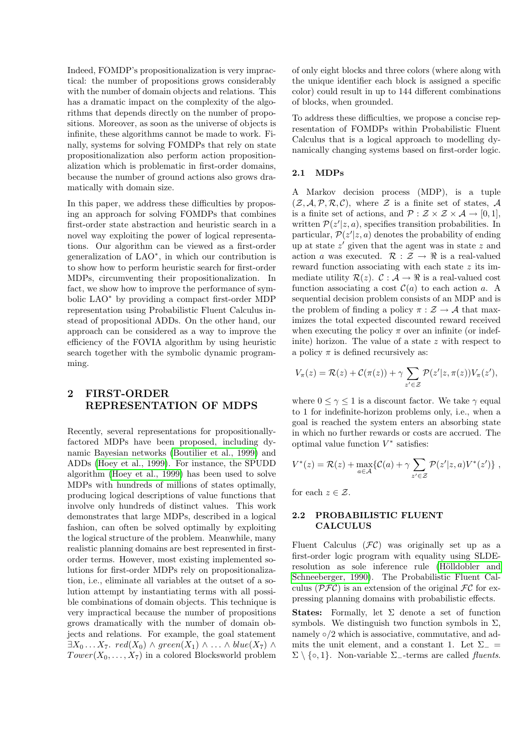Indeed, FOMDP's propositionalization is very impractical: the number of propositions grows considerably with the number of domain objects and relations. This has a dramatic impact on the complexity of the algorithms that depends directly on the number of propositions. Moreover, as soon as the universe of objects is infinite, these algorithms cannot be made to work. Finally, systems for solving FOMDPs that rely on state propositionalization also perform action propositionalization which is problematic in first-order domains, because the number of ground actions also grows dramatically with domain size.

In this paper, we address these difficulties by proposing an approach for solving FOMDPs that combines first-order state abstraction and heuristic search in a novel way exploiting the power of logical representations. Our algorithm can be viewed as a first-order generalization of LAO*, in which our contribution is to show how to perform heuristic search for first-order MDPs, circumventing their propositionalization. In fact, we show how to improve the performance of symbolic LAO* by providing a compact first-order MDP representation using Probabilistic Fluent Calculus instead of propositional ADDs. On the other hand, our approach can be considered as a way to improve the efficiency of the FOVIA algorithm by using heuristic search together with the symbolic dynamic programming.

## 2 FIRST-ORDER REPRESENTATION OF MDPS

Recently, several representations for propositionally-factored MDPs have been proposed, including dynamic Bayesian networks (Boutilier et al., 1999) and ADDs (Hoey et al., 1999). For instance, the SPUDD algorithm (Hoey et al., 1999) has been used to solve MDPs with hundreds of millions of states optimally, producing logical descriptions of value functions that involve only hundreds of distinct values. This work demonstrates that large MDPs, described in a logical fashion, can often be solved optimally by exploiting the logical structure of the problem. Meanwhile, many realistic planning domains are best represented in first-order terms. However, most existing implemented solutions for first-order MDPs rely on propositionalization, i.e., eliminate all variables at the outset of a solution attempt by instantiating terms with all possible combinations of domain objects. This technique is very impractical because the number of propositions grows dramatically with the number of domain objects and relations. For example, the goal statement $\exists X_0 \ldots X_7.\ red(X_0) \wedge green(X_1) \wedge \ldots \wedge blue(X_7) \wedge Tower(X_0, \ldots, X_7)$ in a colored Blocksworld problem of only eight blocks and three colors (where along with the unique identifier each block is assigned a specific color) could result in up to 144 different combinations of blocks, when grounded.

To address these difficulties, we propose a concise representation of FOMDPs within Probabilistic Fluent Calculus that is a logical approach to modelling dynamically changing systems based on first-order logic.

### 2.1 MDPs

A Markov decision process (MDP), is a tuple $(\mathcal{Z}, \mathcal{A}, \mathcal{P}, \mathcal{R}, \mathcal{C})$, where $\mathcal{Z}$ is a finite set of states, $\mathcal{A}$ is a finite set of actions, and $\mathcal{P} : \mathcal{Z} \times \mathcal{Z} \times \mathcal{A} \rightarrow [0, 1]$, written $\mathcal{P}(z'|z, a)$, specifies transition probabilities. In particular, $\mathcal{P}(z'|z, a)$ denotes the probability of ending up at state $z'$ given that the agent was in state $z$ and action $a$ was executed. $\mathcal{R} : \mathcal{Z} \rightarrow \Re$ is a real-valued reward function associating with each state $z$ its immediate utility $\mathcal{R}(z)$. $\mathcal{C} : \mathcal{A} \rightarrow \Re$ is a real-valued cost function associating a cost $\mathcal{C}(a)$ to each action $a$. A sequential decision problem consists of an MDP and is the problem of finding a policy $\pi : \mathcal{Z} \rightarrow \mathcal{A}$ that maximizes the total expected discounted reward received when executing the policy $\pi$ over an infinite (or indefinite) horizon. The value of a state $z$ with respect to a policy $\pi$ is defined recursively as:

$$V_\pi(z) = \mathcal{R}(z) + \mathcal{C}(\pi(z)) + \gamma \sum_{z' \in \mathcal{Z}} \mathcal{P}(z'|z, \pi(z)) V_\pi(z'),$$

where $0 \leq \gamma \leq 1$ is a discount factor. We take $\gamma$ equal to 1 for indefinite-horizon problems only, i.e., when a goal is reached the system enters an absorbing state in which no further rewards or costs are accrued. The optimal value function $V^*$ satisfies:

$$V^*(z) = \mathcal{R}(z) + \max_{a \in \mathcal{A}} \{\mathcal{C}(a) + \gamma \sum_{z' \in \mathcal{Z}} \mathcal{P}(z'|z, a) V^*(z')\} \ ,$$

for each $z \in \mathcal{Z}$.

### 2.2 PROBABILISTIC FLUENT CALCULUS

Fluent Calculus ($\mathcal{FC}$) was originally set up as a first-order logic program with equality using SLDE-resolution as sole inference rule (Hölldobler and Schneeberger, 1990). The Probabilistic Fluent Calculus ($\mathcal{PFC}$) is an extension of the original $\mathcal{FC}$ for expressing planning domains with probabilistic effects.

**States:** Formally, let $\Sigma$ denote a set of function symbols. We distinguish two function symbols in $\Sigma$, namely $\circ/2$ which is associative, commutative, and admits the unit element, and a constant 1. Let $\Sigma_- = \Sigma \setminus \{\circ, 1\}$. Non-variable $\Sigma_-$-terms are called *fluents*.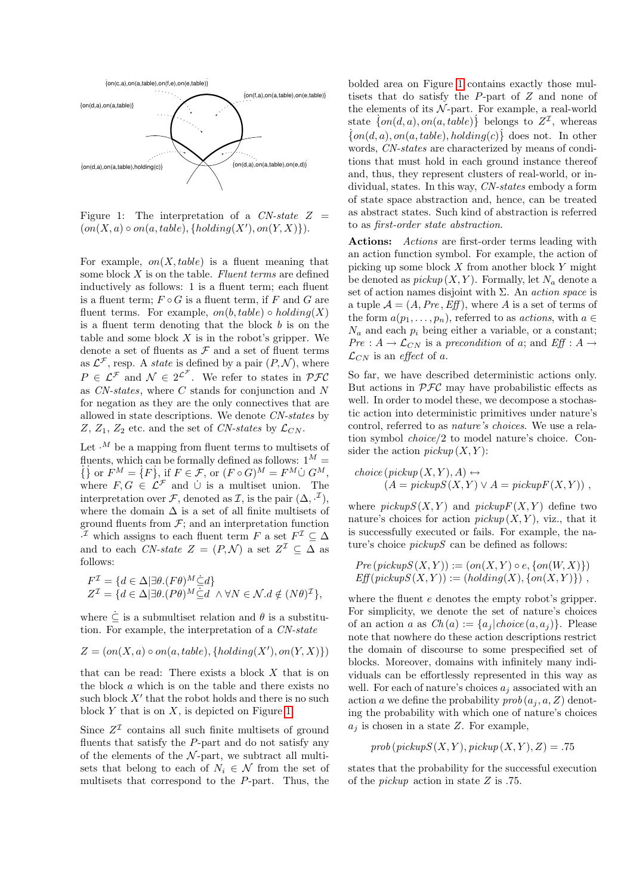Figure 1: The interpretation of a *CN-state* $Z = (on(X,a) \circ on(a, table), \{holding(X'), on(Y,X)\})$.

For example, $on(X, table)$ is a fluent meaning that some block $X$ is on the table. *Fluent terms* are defined inductively as follows: 1 is a fluent term; each fluent is a fluent term; $F \circ G$ is a fluent term, if $F$ and $G$ are fluent terms. For example, $on(b, table) \circ holding(X)$ is a fluent term denoting that the block $b$ is on the table and some block $X$ is in the robot's gripper. We denote a set of fluents as $\mathcal{F}$ and a set of fluent terms as $\mathcal{L}^{\mathcal{F}}$, resp. A *state* is defined by a pair $(P, \mathcal{N})$, where $P \in \mathcal{L}^{\mathcal{F}}$ and $\mathcal{N} \in 2^{\mathcal{L}^{\mathcal{F}}}$. We refer to states in $\mathcal{PFC}$ as *CN-states*, where $C$ stands for conjunction and $N$ for negation as they are the only connectives that are allowed in state descriptions. We denote *CN-states* by $Z$, $Z_1$, $Z_2$ etc. and the set of *CN-states* by $\mathcal{L}_{CN}$.

Let $\cdot^M$ be a mapping from fluent terms to multisets of fluents, which can be formally defined as follows: $1^M = \dot{\{\}}$ or $F^M = \dot{\{}F\dot{\}}$, if $F \in \mathcal{F}$, or $(F \circ G)^M = F^M \dot{\cup} G^M$, where $F, G \in \mathcal{L}^{\mathcal{F}}$ and $\dot{\cup}$ is a multiset union. The interpretation over $\mathcal{F}$, denoted as $\mathcal{I}$, is the pair $(\Delta, \cdot^{\mathcal{I}})$, where the domain $\Delta$ is a set of all finite multisets of ground fluents from $\mathcal{F}$; and an interpretation function $\cdot^{\mathcal{I}}$ which assigns to each fluent term $F$ a set $F^{\mathcal{I}} \subseteq \Delta$ and to each *CN-state* $Z = (P, \mathcal{N})$ a set $Z^{\mathcal{I}} \subseteq \Delta$ as follows:

$$
\begin{aligned}
F^{\mathcal{I}} &= \{d \in \Delta \mid \exists \theta . (F\theta)^M \dot{\subseteq} d\} \\
Z^{\mathcal{I}} &= \{d \in \Delta \mid \exists \theta . (P\theta)^M \dot{\subseteq} d \ \wedge \forall N \in \mathcal{N} . d \notin (N\theta)^{\mathcal{I}}\},
\end{aligned}
$$

where $\dot{\subseteq}$ is a submultiset relation and $\theta$ is a substitution. For example, the interpretation of a *CN-state*

$$
Z = (on(X,a) \circ on(a, table), \{holding(X'), on(Y,X)\})
$$

that can be read: There exists a block $X$ that is on the block $a$ which is on the table and there exists no such block $X'$ that the robot holds and there is no such block $Y$ that is on $X$, is depicted on Figure 1.

Since $Z^{\mathcal{I}}$ contains all such finite multisets of ground fluents that satisfy the $P$-part and do not satisfy any of the elements of the $\mathcal{N}$-part, we subtract all multisets that belong to each of $N_i \in \mathcal{N}$ from the set of multisets that correspond to the $P$-part. Thus, the bolded area on Figure 1 contains exactly those multisets that do satisfy the $P$-part of $Z$ and none of the elements of its $\mathcal{N}$-part. For example, a real-world state $\dot{\{}on(d,a), on(a, table)\dot{\}}$ belongs to $Z^{\mathcal{I}}$, whereas $\dot{\{}on(d,a), on(a, table), holding(c)\dot{\}}$ does not. In other words, *CN-states* are characterized by means of conditions that must hold in each ground instance thereof and, thus, they represent clusters of real-world, or individual, states. In this way, *CN-states* embody a form of state space abstraction and, hence, can be treated as abstract states. Such kind of abstraction is referred to as *first-order state abstraction*.

**Actions:** *Actions* are first-order terms leading with an action function symbol. For example, the action of picking up some block $X$ from another block $Y$ might be denoted as $pickup(X, Y)$. Formally, let $N_a$ denote a set of action names disjoint with $\Sigma$. An *action space* is a tuple $\mathcal{A} = (A, Pre, Eff)$, where $A$ is a set of terms of the form $a(p_1, \ldots, p_n)$, referred to as *actions*, with $a \in N_a$ and each $p_i$ being either a variable, or a constant; $Pre : A \to \mathcal{L}_{CN}$ is a *precondition* of $a$; and $Eff : A \to \mathcal{L}_{CN}$ is an *effect* of $a$.

So far, we have described deterministic actions only. But actions in $\mathcal{PFC}$ may have probabilistic effects as well. In order to model these, we decompose a stochastic action into deterministic primitives under nature's control, referred to as *nature's choices*. We use a relation symbol *choice*/2 to model nature's choice. Consider the action $pickup(X, Y)$:

$$
\begin{aligned}
&choice(pickup(X,Y), A) \leftrightarrow \\
&\qquad (A = pickupS(X,Y) \vee A = pickupF(X,Y)) \ ,
\end{aligned}
$$

where $pickupS(X, Y)$ and $pickupF(X, Y)$ define two nature's choices for action $pickup(X, Y)$, viz., that it is successfully executed or fails. For example, the nature's choice $pickupS$ can be defined as follows:

$$
\begin{aligned}
&Pre(pickupS(X,Y)) := (on(X,Y) \circ e, \{on(W,X)\}) \\
&Eff(pickupS(X,Y)) := (holding(X), \{on(X,Y)\}) \ ,
\end{aligned}
$$

where the fluent $e$ denotes the empty robot's gripper. For simplicity, we denote the set of nature's choices of an action $a$ as $Ch(a) := \{a_j \mid choice(a, a_j)\}$. Please note that nowhere do these action descriptions restrict the domain of discourse to some prespecified set of blocks. Moreover, domains with infinitely many individuals can be effortlessly represented in this way as well. For each of nature's choices $a_j$ associated with an action $a$ we define the probability $prob(a_j, a, Z)$ denoting the probability with which one of nature's choices $a_j$ is chosen in a state $Z$. For example,

$$
prob(pickupS(X,Y), pickup(X,Y), Z) = .75
$$

states that the probability for the successful execution of the *pickup* action in state $Z$ is .75.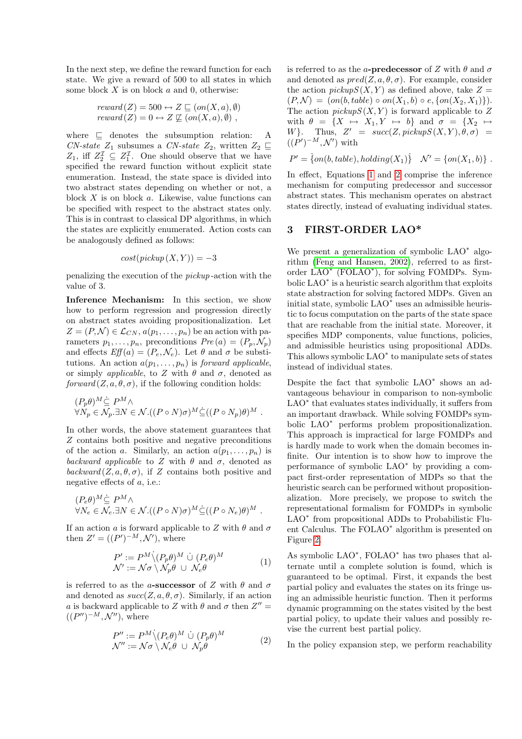In the next step, we define the reward function for each state. We give a reward of 500 to all states in which some block $X$ is on block $a$ and 0, otherwise:

$$
\begin{aligned}
&reward(Z) = 500 \leftrightarrow Z \sqsubseteq (on(X,a), \emptyset) \\
&reward(Z) = 0 \leftrightarrow Z \not\sqsubseteq (on(X,a), \emptyset) \ ,
\end{aligned}
$$

where $\sqsubseteq$ denotes the subsumption relation: A *CN-state* $Z_1$ subsumes a *CN-state* $Z_2$, written $Z_2 \sqsubseteq Z_1$, iff $Z_2^{\mathcal{I}} \subseteq Z_1^{\mathcal{I}}$. One should observe that we have specified the reward function without explicit state enumeration. Instead, the state space is divided into two abstract states depending on whether or not, a block $X$ is on block $a$. Likewise, value functions can be specified with respect to the abstract states only. This is in contrast to classical DP algorithms, in which the states are explicitly enumerated. Action costs can be analogously defined as follows:

$$
cost(pickup(X,Y)) = -3
$$

penalizing the execution of the *pickup*-action with the value of 3.

**Inference Mechanism:** In this section, we show how to perform regression and progression directly on abstract states avoiding propositionalization. Let $Z = (P, \mathcal{N}) \in \mathcal{L}_{CN}$, $a(p_1, \ldots, p_n)$ be an action with parameters $p_1, \ldots, p_n$, preconditions $Pre(a) = (P_p, \mathcal{N}_p)$ and effects $E\!f\!f(a) = (P_e, \mathcal{N}_e)$. Let $\theta$ and $\sigma$ be substitutions. An action $a(p_1, \ldots, p_n)$ is *forward applicable*, or simply *applicable*, to $Z$ with $\theta$ and $\sigma$, denoted as $forward(Z, a, \theta, \sigma)$, if the following condition holds:

$$
\begin{aligned}
&(P_p\theta)^M \dot{\subseteq} P^M \wedge \\
&\forall N_p \in \mathcal{N}_p . \exists N \in \mathcal{N} . ((P \circ N)\sigma)^M \dot{\subseteq} ((P \circ N_p)\theta)^M \ .
\end{aligned}
$$

In other words, the above statement guarantees that $Z$ contains both positive and negative preconditions of the action $a$. Similarly, an action $a(p_1, \ldots, p_n)$ is *backward applicable* to $Z$ with $\theta$ and $\sigma$, denoted as $backward(Z, a, \theta, \sigma)$, if $Z$ contains both positive and negative effects of $a$, i.e.:

$$
\begin{aligned}
&(P_e\theta)^M \dot{\subseteq} P^M \wedge \\
&\forall N_e \in \mathcal{N}_e . \exists N \in \mathcal{N} . ((P \circ N)\sigma)^M \dot{\subseteq} ((P \circ N_e)\theta)^M \ .
\end{aligned}
$$

If an action $a$ is forward applicable to $Z$ with $\theta$ and $\sigma$ then $Z' = ((P')^{-M}, \mathcal{N}')$, where

$$
\begin{aligned}
P' &:= P^M \dot{\setminus} (P_p\theta)^M \ \dot{\cup} \ (P_e\theta)^M \\
\mathcal{N}' &:= \mathcal{N}\sigma \setminus \mathcal{N}_p\theta \ \cup \ \mathcal{N}_e\theta
\end{aligned}
\tag{1}
$$

is referred to as the $a$**-successor** of $Z$ with $\theta$ and $\sigma$ and denoted as $succ(Z, a, \theta, \sigma)$. Similarly, if an action $a$ is backward applicable to $Z$ with $\theta$ and $\sigma$ then $Z'' = ((P'')^{-M}, \mathcal{N}'')$, where

$$
\begin{aligned}
P'' &:= P^M \dot{\setminus} (P_e\theta)^M \ \dot{\cup} \ (P_p\theta)^M \\
\mathcal{N}'' &:= \mathcal{N}\sigma \setminus \mathcal{N}_e\theta \ \cup \ \mathcal{N}_p\theta
\end{aligned}
\tag{2}
$$

is referred to as the $a$**-predecessor** of $Z$ with $\theta$ and $\sigma$ and denoted as $pred(Z, a, \theta, \sigma)$. For example, consider the action $pickupS(X, Y)$ as defined above, take $Z = (P, \mathcal{N}) = (on(b, table) \circ on(X_1, b) \circ e, \{on(X_2, X_1)\})$. The action $pickupS(X, Y)$ is forward applicable to $Z$ with $\theta = \{X \mapsto X_1, Y \mapsto b\}$ and $\sigma = \{X_2 \mapsto W\}$. Thus, $Z' = succ(Z, pickupS(X, Y), \theta, \sigma) = ((P')^{-M}, \mathcal{N}')$ with

$$
P' = \dot{\{} on(b, table), holding(X_1) \dot{\}} \quad \mathcal{N}' = \{on(X_1, b)\} \ .
$$

In effect, Equations 1 and 2 comprise the inference mechanism for computing predecessor and successor abstract states. This mechanism operates on abstract states directly, instead of evaluating individual states.

## 3 FIRST-ORDER LAO*

We present a generalization of symbolic LAO* algorithm (Feng and Hansen, 2002), referred to as first-order LAO* (FOLAO*), for solving FOMDPs. Symbolic LAO* is a heuristic search algorithm that exploits state abstraction for solving factored MDPs. Given an initial state, symbolic LAO* uses an admissible heuristic to focus computation on the parts of the state space that are reachable from the initial state. Moreover, it specifies MDP components, value functions, policies, and admissible heuristics using propositional ADDs. This allows symbolic LAO* to manipulate sets of states instead of individual states.

Despite the fact that symbolic LAO* shows an advantageous behaviour in comparison to non-symbolic LAO* that evaluates states individually, it suffers from an important drawback. While solving FOMDPs symbolic LAO* performs problem propositionalization. This approach is impractical for large FOMDPs and is hardly made to work when the domain becomes infinite. Our intention is to show how to improve the performance of symbolic LAO* by providing a compact first-order representation of MDPs so that the heuristic search can be performed without propositionalization. More precisely, we propose to switch the representational formalism for FOMDPs in symbolic LAO* from propositional ADDs to Probabilistic Fluent Calculus. The FOLAO* algorithm is presented on Figure 2.

As symbolic LAO*, FOLAO* has two phases that alternate until a complete solution is found, which is guaranteed to be optimal. First, it expands the best partial policy and evaluates the states on its fringe using an admissible heuristic function. Then it performs dynamic programming on the states visited by the best partial policy, to update their values and possibly revise the current best partial policy.

In the policy expansion step, we perform reachability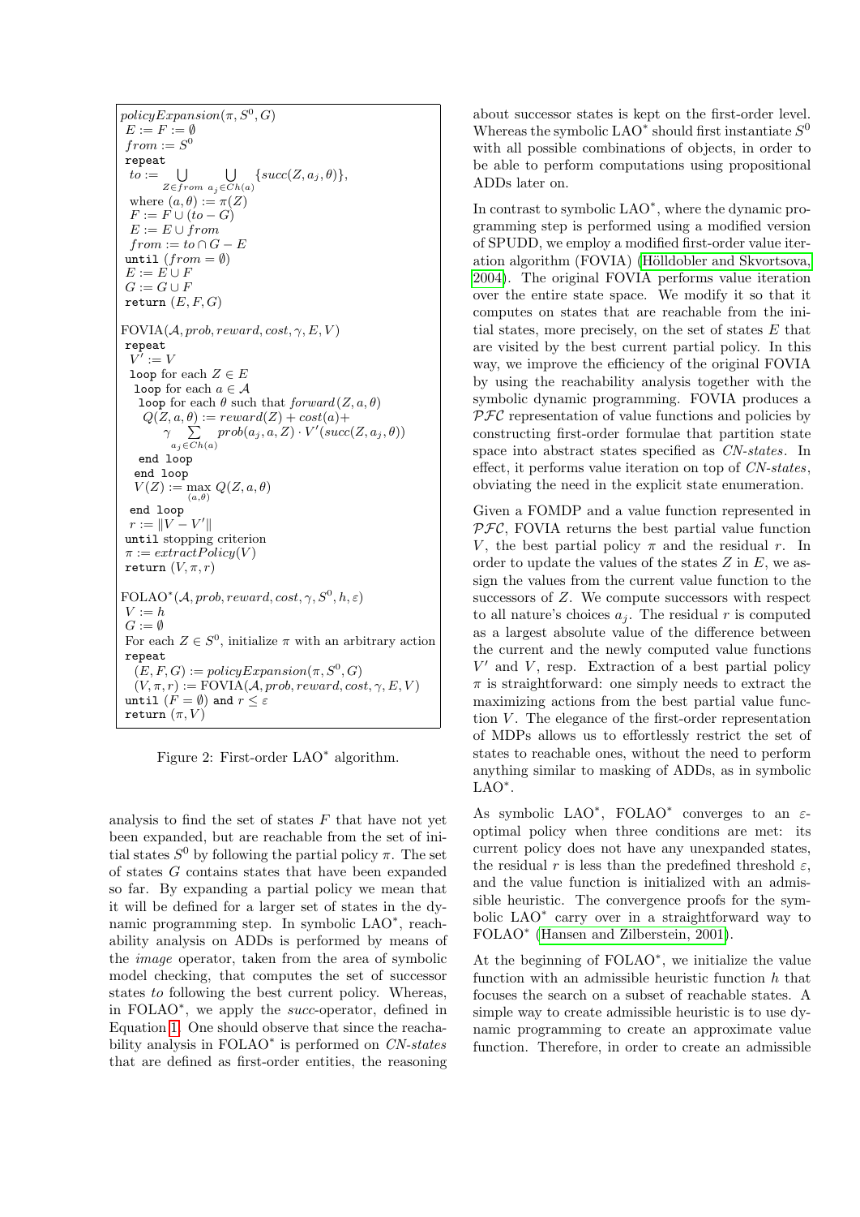```
policyExpansion(π, S^0, G)
 E := F := ∅
 from := S^0
 repeat
  to := ⋃_{Z∈from} ⋃_{a_j∈Ch(a)} {succ(Z, a_j, θ)},
  where (a, θ) := π(Z)
  F := F ∪ (to − G)
  E := E ∪ from
  from := to ∩ G − E
 until (from = ∅)
 E := E ∪ F
 G := G ∪ F
 return (E, F, G)

FOVIA(A, prob, reward, cost, γ, E, V)
 repeat
  V' := V
  loop for each Z ∈ E
   loop for each a ∈ A
    loop for each θ such that forward(Z, a, θ)
     Q(Z, a, θ) := reward(Z) + cost(a)+
        γ Σ_{a_j∈Ch(a)} prob(a_j, a, Z) · V'(succ(Z, a_j, θ))
    end loop
   end loop
   V(Z) := max_{(a,θ)} Q(Z, a, θ)
  end loop
  r := ‖V − V'‖
 until stopping criterion
 π := extractPolicy(V)
 return (V, π, r)

FOLAO*(A, prob, reward, cost, γ, S^0, h, ε)
 V := h
 G := ∅
 For each Z ∈ S^0, initialize π with an arbitrary action
 repeat
  (E, F, G) := policyExpansion(π, S^0, G)
  (V, π, r) := FOVIA(A, prob, reward, cost, γ, E, V)
 until (F = ∅) and r ≤ ε
 return (π, V)
```

Figure 2: First-order LAO$^*$ algorithm.

analysis to find the set of states $F$ that have not yet been expanded, but are reachable from the set of initial states $S^0$ by following the partial policy $\pi$. The set of states $G$ contains states that have been expanded so far. By expanding a partial policy we mean that it will be defined for a larger set of states in the dynamic programming step. In symbolic LAO$^*$, reachability analysis on ADDs is performed by means of the *image* operator, taken from the area of symbolic model checking, that computes the set of successor states *to* following the best current policy. Whereas, in FOLAO$^*$, we apply the *succ*-operator, defined in Equation 1. One should observe that since the reachability analysis in FOLAO$^*$ is performed on *CN-states* that are defined as first-order entities, the reasoning about successor states is kept on the first-order level. Whereas the symbolic LAO$^*$ should first instantiate $S^0$ with all possible combinations of objects, in order to be able to perform computations using propositional ADDs later on.

In contrast to symbolic LAO$^*$, where the dynamic programming step is performed using a modified version of SPUDD, we employ a modified first-order value iteration algorithm (FOVIA) (Hölldobler and Skvortsova, 2004). The original FOVIA performs value iteration over the entire state space. We modify it so that it computes on states that are reachable from the initial states, more precisely, on the set of states $E$ that are visited by the best current partial policy. In this way, we improve the efficiency of the original FOVIA by using the reachability analysis together with the symbolic dynamic programming. FOVIA produces a $\mathcal{PFC}$ representation of value functions and policies by constructing first-order formulae that partition state space into abstract states specified as *CN-states*. In effect, it performs value iteration on top of *CN-states*, obviating the need in the explicit state enumeration.

Given a FOMDP and a value function represented in $\mathcal{PFC}$, FOVIA returns the best partial value function $V$, the best partial policy $\pi$ and the residual $r$. In order to update the values of the states $Z$ in $E$, we assign the values from the current value function to the successors of $Z$. We compute successors with respect to all nature's choices $a_j$. The residual $r$ is computed as a largest absolute value of the difference between the current and the newly computed value functions $V'$ and $V$, resp. Extraction of a best partial policy $\pi$ is straightforward: one simply needs to extract the maximizing actions from the best partial value function $V$. The elegance of the first-order representation of MDPs allows us to effortlessly restrict the set of states to reachable ones, without the need to perform anything similar to masking of ADDs, as in symbolic LAO$^*$.

As symbolic LAO$^*$, FOLAO$^*$ converges to an $\varepsilon$-optimal policy when three conditions are met: its current policy does not have any unexpanded states, the residual $r$ is less than the predefined threshold $\varepsilon$, and the value function is initialized with an admissible heuristic. The convergence proofs for the symbolic LAO$^*$ carry over in a straightforward way to FOLAO$^*$ (Hansen and Zilberstein, 2001).

At the beginning of FOLAO$^*$, we initialize the value function with an admissible heuristic function $h$ that focuses the search on a subset of reachable states. A simple way to create admissible heuristic is to use dynamic programming to create an approximate value function. Therefore, in order to create an admissible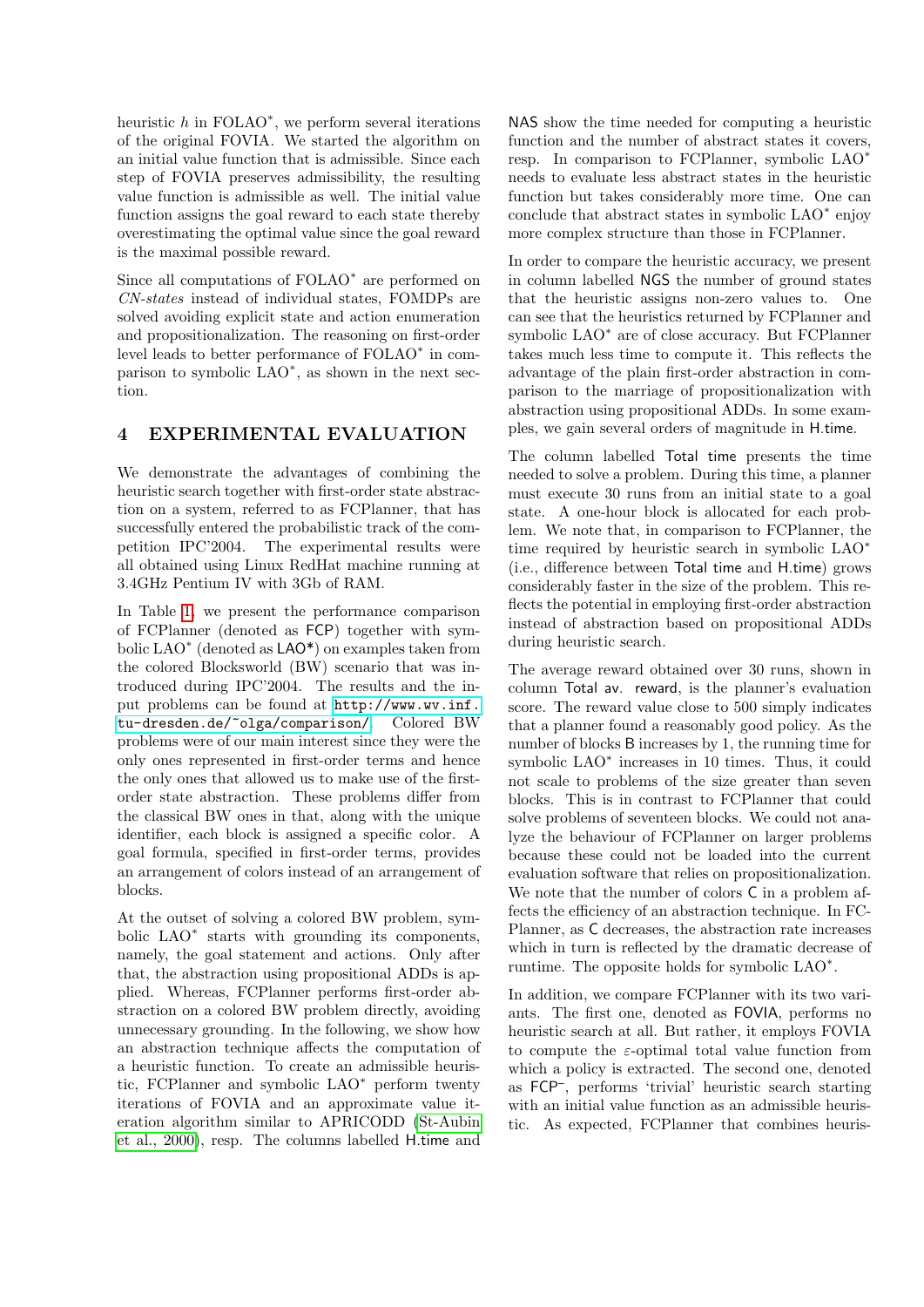heuristic $h$ in FOLAO$^*$, we perform several iterations of the original FOVIA. We started the algorithm on an initial value function that is admissible. Since each step of FOVIA preserves admissibility, the resulting value function is admissible as well. The initial value function assigns the goal reward to each state thereby overestimating the optimal value since the goal reward is the maximal possible reward.

Since all computations of FOLAO$^*$ are performed on *CN-states* instead of individual states, FOMDPs are solved avoiding explicit state and action enumeration and propositionalization. The reasoning on first-order level leads to better performance of FOLAO$^*$ in comparison to symbolic LAO$^*$, as shown in the next section.

## 4 EXPERIMENTAL EVALUATION

We demonstrate the advantages of combining the heuristic search together with first-order state abstraction on a system, referred to as FCPlanner, that has successfully entered the probabilistic track of the competition IPC'2004. The experimental results were all obtained using Linux RedHat machine running at 3.4GHz Pentium IV with 3Gb of RAM.

In Table 1, we present the performance comparison of FCPlanner (denoted as FCP) together with symbolic LAO$^*$ (denoted as LAO*) on examples taken from the colored Blocksworld (BW) scenario that was introduced during IPC'2004. The results and the input problems can be found at http://www.wv.inf.tu-dresden.de/~olga/comparison/. Colored BW problems were of our main interest since they were the only ones represented in first-order terms and hence the only ones that allowed us to make use of the first-order state abstraction. These problems differ from the classical BW ones in that, along with the unique identifier, each block is assigned a specific color. A goal formula, specified in first-order terms, provides an arrangement of colors instead of an arrangement of blocks.

At the outset of solving a colored BW problem, symbolic LAO$^*$ starts with grounding its components, namely, the goal statement and actions. Only after that, the abstraction using propositional ADDs is applied. Whereas, FCPlanner performs first-order abstraction on a colored BW problem directly, avoiding unnecessary grounding. In the following, we show how an abstraction technique affects the computation of a heuristic function. To create an admissible heuristic, FCPlanner and symbolic LAO$^*$ perform twenty iterations of FOVIA and an approximate value iteration algorithm similar to APRICODD (St-Aubin et al., 2000), resp. The columns labelled H.time and NAS show the time needed for computing a heuristic function and the number of abstract states it covers, resp. In comparison to FCPlanner, symbolic LAO$^*$ needs to evaluate less abstract states in the heuristic function but takes considerably more time. One can conclude that abstract states in symbolic LAO$^*$ enjoy more complex structure than those in FCPlanner.

In order to compare the heuristic accuracy, we present in column labelled NGS the number of ground states that the heuristic assigns non-zero values to. One can see that the heuristics returned by FCPlanner and symbolic LAO$^*$ are of close accuracy. But FCPlanner takes much less time to compute it. This reflects the advantage of the plain first-order abstraction in comparison to the marriage of propositionalization with abstraction using propositional ADDs. In some examples, we gain several orders of magnitude in H.time.

The column labelled Total time presents the time needed to solve a problem. During this time, a planner must execute 30 runs from an initial state to a goal state. A one-hour block is allocated for each problem. We note that, in comparison to FCPlanner, the time required by heuristic search in symbolic LAO$^*$ (i.e., difference between Total time and H.time) grows considerably faster in the size of the problem. This reflects the potential in employing first-order abstraction instead of abstraction based on propositional ADDs during heuristic search.

The average reward obtained over 30 runs, shown in column Total av. reward, is the planner's evaluation score. The reward value close to 500 simply indicates that a planner found a reasonably good policy. As the number of blocks B increases by 1, the running time for symbolic LAO$^*$ increases in 10 times. Thus, it could not scale to problems of the size greater than seven blocks. This is in contrast to FCPlanner that could solve problems of seventeen blocks. We could not analyze the behaviour of FCPlanner on larger problems because these could not be loaded into the current evaluation software that relies on propositionalization. We note that the number of colors C in a problem affects the efficiency of an abstraction technique. In FCPlanner, as C decreases, the abstraction rate increases which in turn is reflected by the dramatic decrease of runtime. The opposite holds for symbolic LAO$^*$.

In addition, we compare FCPlanner with its two variants. The first one, denoted as FOVIA, performs no heuristic search at all. But rather, it employs FOVIA to compute the $\varepsilon$-optimal total value function from which a policy is extracted. The second one, denoted as FCP$^-$, performs 'trivial' heuristic search starting with an initial value function as an admissible heuristic. As expected, FCPlanner that combines heuris-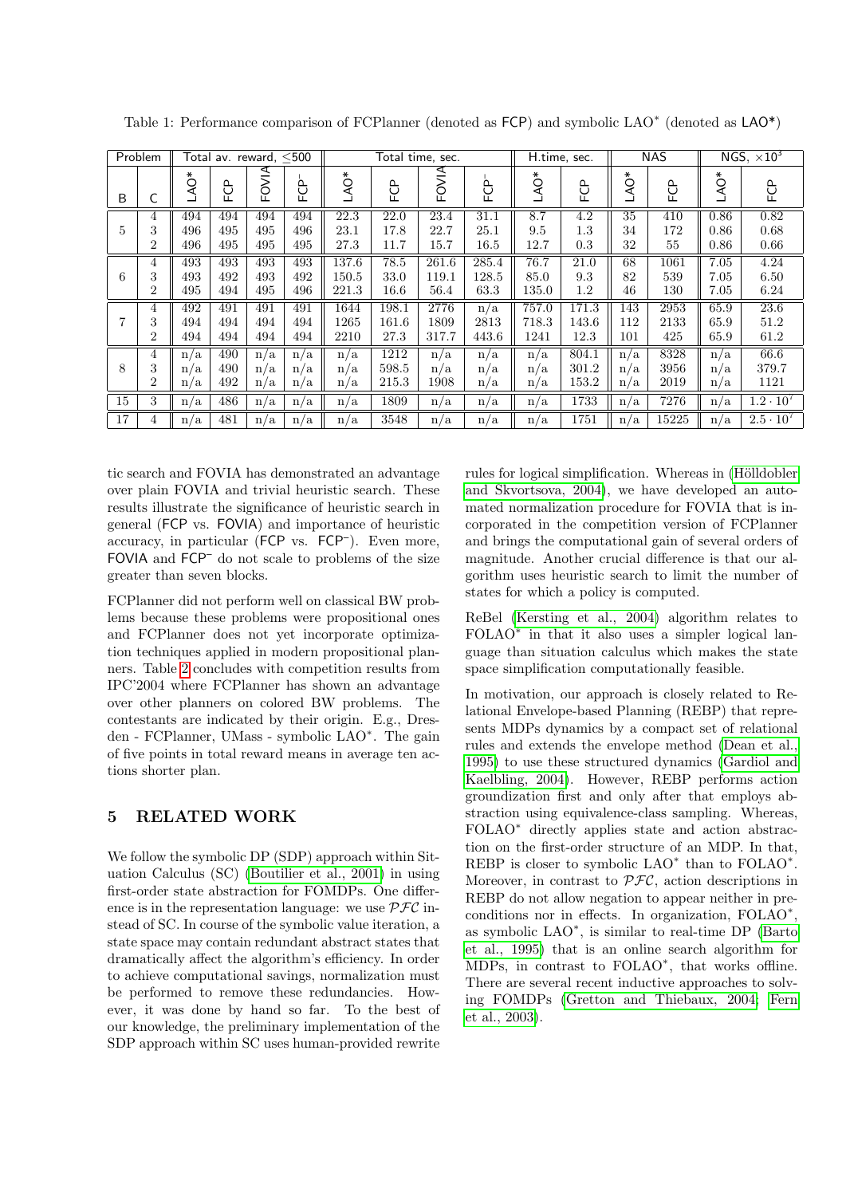Table 1: Performance comparison of FCPlanner (denoted as FCP) and symbolic LAO* (denoted as LAO*)

| Problem | | Total av. reward, ≤500 | | | | Total time, sec. | | | | H.time, sec. | | NAS | | NGS, $\times 10^3$ | |
|---|---|---|---|---|---|---|---|---|---|---|---|---|---|---|---|
| B | C | LAO* | FCP | FOVIA | FCP⁻ | LAO* | FCP | FOVIA | FCP⁻ | LAO* | FCP | LAO* | FCP | LAO* | FCP |
| 5 | 4 | 494 | 494 | 494 | 494 | 22.3 | 22.0 | 23.4 | 31.1 | 8.7 | 4.2 | 35 | 410 | 0.86 | 0.82 |
| | 3 | 496 | 495 | 495 | 496 | 23.1 | 17.8 | 22.7 | 25.1 | 9.5 | 1.3 | 34 | 172 | 0.86 | 0.68 |
| | 2 | 496 | 495 | 495 | 495 | 27.3 | 11.7 | 15.7 | 16.5 | 12.7 | 0.3 | 32 | 55 | 0.86 | 0.66 |
| 6 | 4 | 493 | 493 | 493 | 493 | 137.6 | 78.5 | 261.6 | 285.4 | 76.7 | 21.0 | 68 | 1061 | 7.05 | 4.24 |
| | 3 | 493 | 492 | 493 | 492 | 150.5 | 33.0 | 119.1 | 128.5 | 85.0 | 9.3 | 82 | 539 | 7.05 | 6.50 |
| | 2 | 495 | 494 | 495 | 496 | 221.3 | 16.6 | 56.4 | 63.3 | 135.0 | 1.2 | 46 | 130 | 7.05 | 6.24 |
| 7 | 4 | 492 | 491 | 491 | 491 | 1644 | 198.1 | 2776 | n/a | 757.0 | 171.3 | 143 | 2953 | 65.9 | 23.6 |
| | 3 | 494 | 494 | 494 | 494 | 1265 | 161.6 | 1809 | 2813 | 718.3 | 143.6 | 112 | 2133 | 65.9 | 51.2 |
| | 2 | 494 | 494 | 494 | 494 | 2210 | 27.3 | 317.7 | 443.6 | 1241 | 12.3 | 101 | 425 | 65.9 | 61.2 |
| 8 | 4 | n/a | 490 | n/a | n/a | n/a | 1212 | n/a | n/a | n/a | 804.1 | n/a | 8328 | n/a | 66.6 |
| | 3 | n/a | 490 | n/a | n/a | n/a | 598.5 | n/a | n/a | n/a | 301.2 | n/a | 3956 | n/a | 379.7 |
| | 2 | n/a | 492 | n/a | n/a | n/a | 215.3 | 1908 | n/a | n/a | 153.2 | n/a | 2019 | n/a | 1121 |
| 15 | 3 | n/a | 486 | n/a | n/a | n/a | 1809 | n/a | n/a | n/a | 1733 | n/a | 7276 | n/a | $1.2 \cdot 10^7$ |
| 17 | 4 | n/a | 481 | n/a | n/a | n/a | 3548 | n/a | n/a | n/a | 1751 | n/a | 15225 | n/a | $2.5 \cdot 10^7$ |

tic search and FOVIA has demonstrated an advantage over plain FOVIA and trivial heuristic search. These results illustrate the significance of heuristic search in general (FCP vs. FOVIA) and importance of heuristic accuracy, in particular (FCP vs. FCP⁻). Even more, FOVIA and FCP⁻ do not scale to problems of the size greater than seven blocks.

FCPlanner did not perform well on classical BW problems because these problems were propositional ones and FCPlanner does not yet incorporate optimization techniques applied in modern propositional planners. Table 2 concludes with competition results from IPC'2004 where FCPlanner has shown an advantage over other planners on colored BW problems. The contestants are indicated by their origin. E.g., Dresden - FCPlanner, UMass - symbolic LAO*. The gain of five points in total reward means in average ten actions shorter plan.

## 5 RELATED WORK

We follow the symbolic DP (SDP) approach within Situation Calculus (SC) (Boutilier et al., 2001) in using first-order state abstraction for FOMDPs. One difference is in the representation language: we use $\mathcal{PFC}$ instead of SC. In course of the symbolic value iteration, a state space may contain redundant abstract states that dramatically affect the algorithm's efficiency. In order to achieve computational savings, normalization must be performed to remove these redundancies. However, it was done by hand so far. To the best of our knowledge, the preliminary implementation of the SDP approach within SC uses human-provided rewrite rules for logical simplification. Whereas in (Hölldobler and Skvortsova, 2004), we have developed an automated normalization procedure for FOVIA that is incorporated in the competition version of FCPlanner and brings the computational gain of several orders of magnitude. Another crucial difference is that our algorithm uses heuristic search to limit the number of states for which a policy is computed.

ReBel (Kersting et al., 2004) algorithm relates to FOLAO* in that it also uses a simpler logical language than situation calculus which makes the state space simplification computationally feasible.

In motivation, our approach is closely related to Relational Envelope-based Planning (REBP) that represents MDPs dynamics by a compact set of relational rules and extends the envelope method (Dean et al., 1995) to use these structured dynamics (Gardiol and Kaelbling, 2004). However, REBP performs action groundization first and only after that employs abstraction using equivalence-class sampling. Whereas, FOLAO* directly applies state and action abstraction on the first-order structure of an MDP. In that, REBP is closer to symbolic LAO* than to FOLAO*. Moreover, in contrast to $\mathcal{PFC}$, action descriptions in REBP do not allow negation to appear neither in preconditions nor in effects. In organization, FOLAO*, as symbolic LAO*, is similar to real-time DP (Barto et al., 1995) that is an online search algorithm for MDPs, in contrast to FOLAO*, that works offline. There are several recent inductive approaches to solving FOMDPs (Gretton and Thiebaux, 2004; Fern et al., 2003).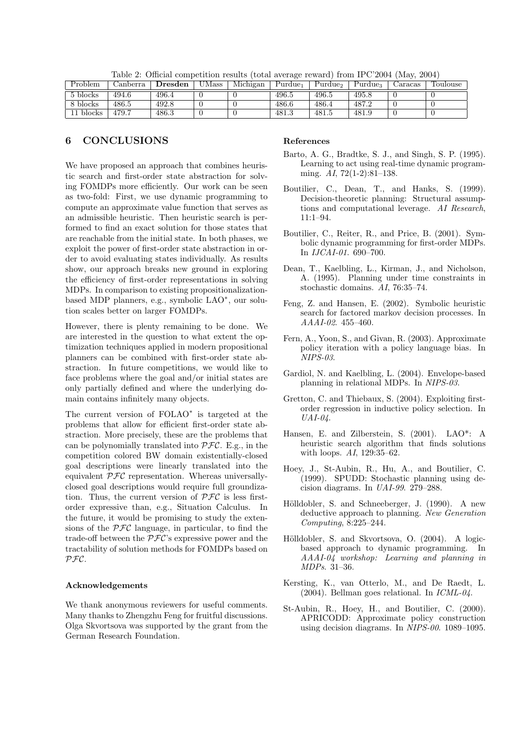Table 2: Official competition results (total average reward) from IPC'2004 (May, 2004)

| Problem | Canberra | **Dresden** | UMass | Michigan | $\text{Purdue}_1$ | $\text{Purdue}_2$ | $\text{Purdue}_3$ | Caracas | Toulouse |
|---|---|---|---|---|---|---|---|---|---|
| 5 blocks | 494.6 | 496.4 | 0 | 0 | 496.5 | 496.5 | 495.8 | 0 | 0 |
| 8 blocks | 486.5 | 492.8 | 0 | 0 | 486.6 | 486.4 | 487.2 | 0 | 0 |
| 11 blocks | 479.7 | 486.3 | 0 | 0 | 481.3 | 481.5 | 481.9 | 0 | 0 |

## 6 CONCLUSIONS

We have proposed an approach that combines heuristic search and first-order state abstraction for solving FOMDPs more efficiently. Our work can be seen as two-fold: First, we use dynamic programming to compute an approximate value function that serves as an admissible heuristic. Then heuristic search is performed to find an exact solution for those states that are reachable from the initial state. In both phases, we exploit the power of first-order state abstraction in order to avoid evaluating states individually. As results show, our approach breaks new ground in exploring the efficiency of first-order representations in solving MDPs. In comparison to existing propositionalization-based MDP planners, e.g., symbolic LAO$^*$, our solution scales better on larger FOMDPs.

However, there is plenty remaining to be done. We are interested in the question to what extent the optimization techniques applied in modern propositional planners can be combined with first-order state abstraction. In future competitions, we would like to face problems where the goal and/or initial states are only partially defined and where the underlying domain contains infinitely many objects.

The current version of FOLAO$^*$ is targeted at the problems that allow for efficient first-order state abstraction. More precisely, these are the problems that can be polynomially translated into $\mathcal{PFC}$. E.g., in the competition colored BW domain existentially-closed goal descriptions were linearly translated into the equivalent $\mathcal{PFC}$ representation. Whereas universally-closed goal descriptions would require full groundization. Thus, the current version of $\mathcal{PFC}$ is less first-order expressive than, e.g., Situation Calculus. In the future, it would be promising to study the extensions of the $\mathcal{PFC}$ language, in particular, to find the trade-off between the $\mathcal{PFC}$'s expressive power and the tractability of solution methods for FOMDPs based on $\mathcal{PFC}$.

### Acknowledgements

We thank anonymous reviewers for useful comments. Many thanks to Zhengzhu Feng for fruitful discussions. Olga Skvortsova was supported by the grant from the German Research Foundation.

### References

Barto, A. G., Bradtke, S. J., and Singh, S. P. (1995). Learning to act using real-time dynamic programming. *AI*, 72(1-2):81–138.

Boutilier, C., Dean, T., and Hanks, S. (1999). Decision-theoretic planning: Structural assumptions and computational leverage. *AI Research*, 11:1–94.

Boutilier, C., Reiter, R., and Price, B. (2001). Symbolic dynamic programming for first-order MDPs. In *IJCAI-01*. 690–700.

Dean, T., Kaelbling, L., Kirman, J., and Nicholson, A. (1995). Planning under time constraints in stochastic domains. *AI*, 76:35–74.

Feng, Z. and Hansen, E. (2002). Symbolic heuristic search for factored markov decision processes. In *AAAI-02*. 455–460.

Fern, A., Yoon, S., and Givan, R. (2003). Approximate policy iteration with a policy language bias. In *NIPS-03*.

Gardiol, N. and Kaelbling, L. (2004). Envelope-based planning in relational MDPs. In *NIPS-03*.

Gretton, C. and Thiebaux, S. (2004). Exploiting first-order regression in inductive policy selection. In *UAI-04*.

Hansen, E. and Zilberstein, S. (2001). LAO*: A heuristic search algorithm that finds solutions with loops. *AI*, 129:35–62.

Hoey, J., St-Aubin, R., Hu, A., and Boutilier, C. (1999). SPUDD: Stochastic planning using decision diagrams. In *UAI-99*. 279–288.

Hölldobler, S. and Schneeberger, J. (1990). A new deductive approach to planning. *New Generation Computing*, 8:225–244.

Hölldobler, S. and Skvortsova, O. (2004). A logic-based approach to dynamic programming. In *AAAI-04 workshop: Learning and planning in MDPs*. 31–36.

Kersting, K., van Otterlo, M., and De Raedt, L. (2004). Bellman goes relational. In *ICML-04*.

St-Aubin, R., Hoey, H., and Boutilier, C. (2000). APRICODD: Approximate policy construction using decision diagrams. In *NIPS-00*. 1089–1095.